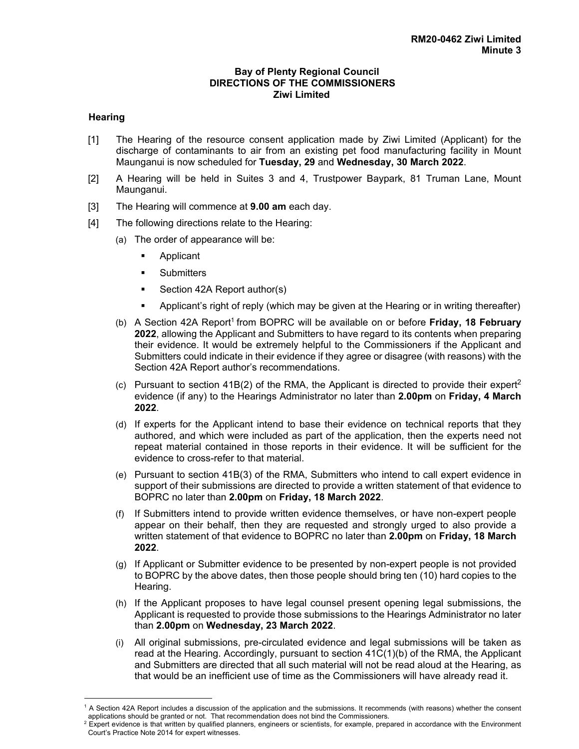**RM20-0462 Ziwi Limited**
**Minute 3**

**Bay of Plenty Regional Council**
**DIRECTIONS OF THE COMMISSIONERS**
**Ziwi Limited**

### Hearing

[1] The Hearing of the resource consent application made by Ziwi Limited (Applicant) for the discharge of contaminants to air from an existing pet food manufacturing facility in Mount Maunganui is now scheduled for **Tuesday, 29** and **Wednesday, 30 March 2022**.

[2] A Hearing will be held in Suites 3 and 4, Trustpower Baypark, 81 Truman Lane, Mount Maunganui.

[3] The Hearing will commence at **9.00 am** each day.

[4] The following directions relate to the Hearing:

(a) The order of appearance will be:

- Applicant
- Submitters
- Section 42A Report author(s)
- Applicant's right of reply (which may be given at the Hearing or in writing thereafter)

(b) A Section 42A Report[1] from BOPRC will be available on or before **Friday, 18 February 2022**, allowing the Applicant and Submitters to have regard to its contents when preparing their evidence. It would be extremely helpful to the Commissioners if the Applicant and Submitters could indicate in their evidence if they agree or disagree (with reasons) with the Section 42A Report author's recommendations.

(c) Pursuant to section 41B(2) of the RMA, the Applicant is directed to provide their expert[2] evidence (if any) to the Hearings Administrator no later than **2.00pm** on **Friday, 4 March 2022**.

(d) If experts for the Applicant intend to base their evidence on technical reports that they authored, and which were included as part of the application, then the experts need not repeat material contained in those reports in their evidence. It will be sufficient for the evidence to cross-refer to that material.

(e) Pursuant to section 41B(3) of the RMA, Submitters who intend to call expert evidence in support of their submissions are directed to provide a written statement of that evidence to BOPRC no later than **2.00pm** on **Friday, 18 March 2022**.

(f) If Submitters intend to provide written evidence themselves, or have non-expert people appear on their behalf, then they are requested and strongly urged to also provide a written statement of that evidence to BOPRC no later than **2.00pm** on **Friday, 18 March 2022**.

(g) If Applicant or Submitter evidence to be presented by non-expert people is not provided to BOPRC by the above dates, then those people should bring ten (10) hard copies to the Hearing.

(h) If the Applicant proposes to have legal counsel present opening legal submissions, the Applicant is requested to provide those submissions to the Hearings Administrator no later than **2.00pm** on **Wednesday, 23 March 2022**.

(i) All original submissions, pre-circulated evidence and legal submissions will be taken as read at the Hearing. Accordingly, pursuant to section 41C(1)(b) of the RMA, the Applicant and Submitters are directed that all such material will not be read aloud at the Hearing, as that would be an inefficient use of time as the Commissioners will have already read it.

---

[1] A Section 42A Report includes a discussion of the application and the submissions. It recommends (with reasons) whether the consent applications should be granted or not. That recommendation does not bind the Commissioners.

[2] Expert evidence is that written by qualified planners, engineers or scientists, for example, prepared in accordance with the Environment Court's Practice Note 2014 for expert witnesses.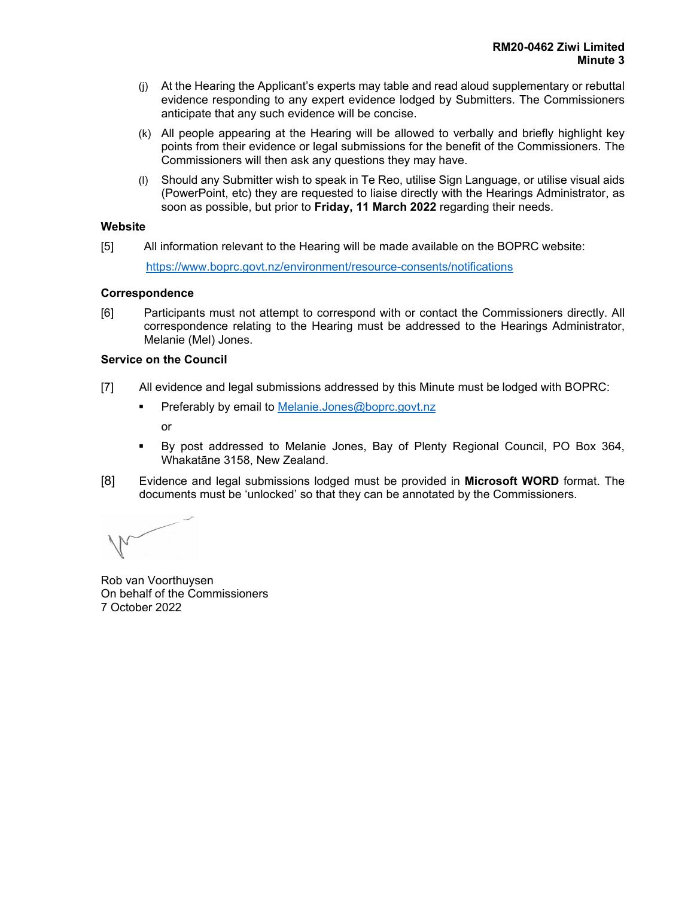(j) At the Hearing the Applicant's experts may table and read aloud supplementary or rebuttal evidence responding to any expert evidence lodged by Submitters. The Commissioners anticipate that any such evidence will be concise.

(k) All people appearing at the Hearing will be allowed to verbally and briefly highlight key points from their evidence or legal submissions for the benefit of the Commissioners. The Commissioners will then ask any questions they may have.

(l) Should any Submitter wish to speak in Te Reo, utilise Sign Language, or utilise visual aids (PowerPoint, etc) they are requested to liaise directly with the Hearings Administrator, as soon as possible, but prior to **Friday, 11 March 2022** regarding their needs.

**Website**

[5] All information relevant to the Hearing will be made available on the BOPRC website:

https://www.boprc.govt.nz/environment/resource-consents/notifications

**Correspondence**

[6] Participants must not attempt to correspond with or contact the Commissioners directly. All correspondence relating to the Hearing must be addressed to the Hearings Administrator, Melanie (Mel) Jones.

**Service on the Council**

[7] All evidence and legal submissions addressed by this Minute must be lodged with BOPRC:

- Preferably by email to Melanie.Jones@boprc.govt.nz

  or

- By post addressed to Melanie Jones, Bay of Plenty Regional Council, PO Box 364, Whakatāne 3158, New Zealand.

[8] Evidence and legal submissions lodged must be provided in **Microsoft WORD** format. The documents must be 'unlocked' so that they can be annotated by the Commissioners.

Rob van Voorthuysen
On behalf of the Commissioners
7 October 2022